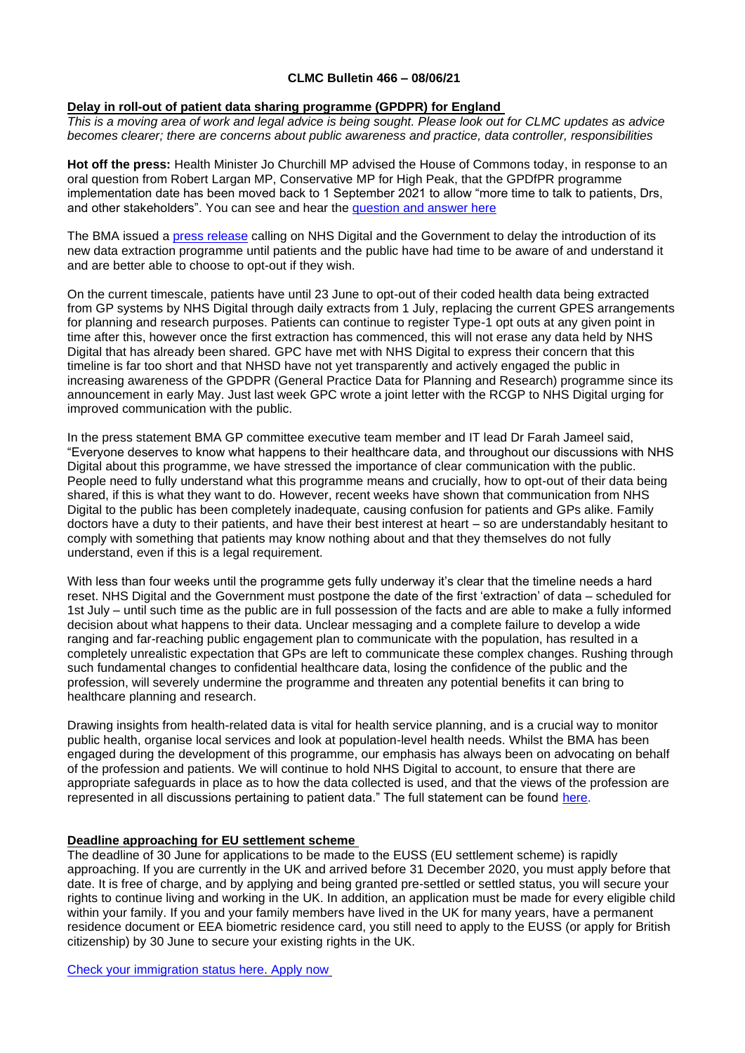**CLMC Bulletin 466 – 08/06/21**

## Delay in roll-out of patient data sharing programme (GPDPR) for England

*This is a moving area of work and legal advice is being sought. Please look out for CLMC updates as advice becomes clearer; there are concerns about public awareness and practice, data controller, responsibilities*

**Hot off the press:** Health Minister Jo Churchill MP advised the House of Commons today, in response to an oral question from Robert Largan MP, Conservative MP for High Peak, that the GPDfPR programme implementation date has been moved back to 1 September 2021 to allow "more time to talk to patients, Drs, and other stakeholders". You can see and hear the [question and answer here]

The BMA issued a [press release] calling on NHS Digital and the Government to delay the introduction of its new data extraction programme until patients and the public have had time to be aware of and understand it and are better able to choose to opt-out if they wish.

On the current timescale, patients have until 23 June to opt-out of their coded health data being extracted from GP systems by NHS Digital through daily extracts from 1 July, replacing the current GPES arrangements for planning and research purposes. Patients can continue to register Type-1 opt outs at any given point in time after this, however once the first extraction has commenced, this will not erase any data held by NHS Digital that has already been shared. GPC have met with NHS Digital to express their concern that this timeline is far too short and that NHSD have not yet transparently and actively engaged the public in increasing awareness of the GPDPR (General Practice Data for Planning and Research) programme since its announcement in early May. Just last week GPC wrote a joint letter with the RCGP to NHS Digital urging for improved communication with the public.

In the press statement BMA GP committee executive team member and IT lead Dr Farah Jameel said, "Everyone deserves to know what happens to their healthcare data, and throughout our discussions with NHS Digital about this programme, we have stressed the importance of clear communication with the public. People need to fully understand what this programme means and crucially, how to opt-out of their data being shared, if this is what they want to do. However, recent weeks have shown that communication from NHS Digital to the public has been completely inadequate, causing confusion for patients and GPs alike. Family doctors have a duty to their patients, and have their best interest at heart – so are understandably hesitant to comply with something that patients may know nothing about and that they themselves do not fully understand, even if this is a legal requirement.

With less than four weeks until the programme gets fully underway it's clear that the timeline needs a hard reset. NHS Digital and the Government must postpone the date of the first 'extraction' of data – scheduled for 1st July – until such time as the public are in full possession of the facts and are able to make a fully informed decision about what happens to their data. Unclear messaging and a complete failure to develop a wide ranging and far-reaching public engagement plan to communicate with the population, has resulted in a completely unrealistic expectation that GPs are left to communicate these complex changes. Rushing through such fundamental changes to confidential healthcare data, losing the confidence of the public and the profession, will severely undermine the programme and threaten any potential benefits it can bring to healthcare planning and research.

Drawing insights from health-related data is vital for health service planning, and is a crucial way to monitor public health, organise local services and look at population-level health needs. Whilst the BMA has been engaged during the development of this programme, our emphasis has always been on advocating on behalf of the profession and patients. We will continue to hold NHS Digital to account, to ensure that there are appropriate safeguards in place as to how the data collected is used, and that the views of the profession are represented in all discussions pertaining to patient data." The full statement can be found [here].

## Deadline approaching for EU settlement scheme

The deadline of 30 June for applications to be made to the EUSS (EU settlement scheme) is rapidly approaching. If you are currently in the UK and arrived before 31 December 2020, you must apply before that date. It is free of charge, and by applying and being granted pre-settled or settled status, you will secure your rights to continue living and working in the UK. In addition, an application must be made for every eligible child within your family. If you and your family members have lived in the UK for many years, have a permanent residence document or EEA biometric residence card, you still need to apply to the EUSS (or apply for British citizenship) by 30 June to secure your existing rights in the UK.

[Check your immigration status here. Apply now]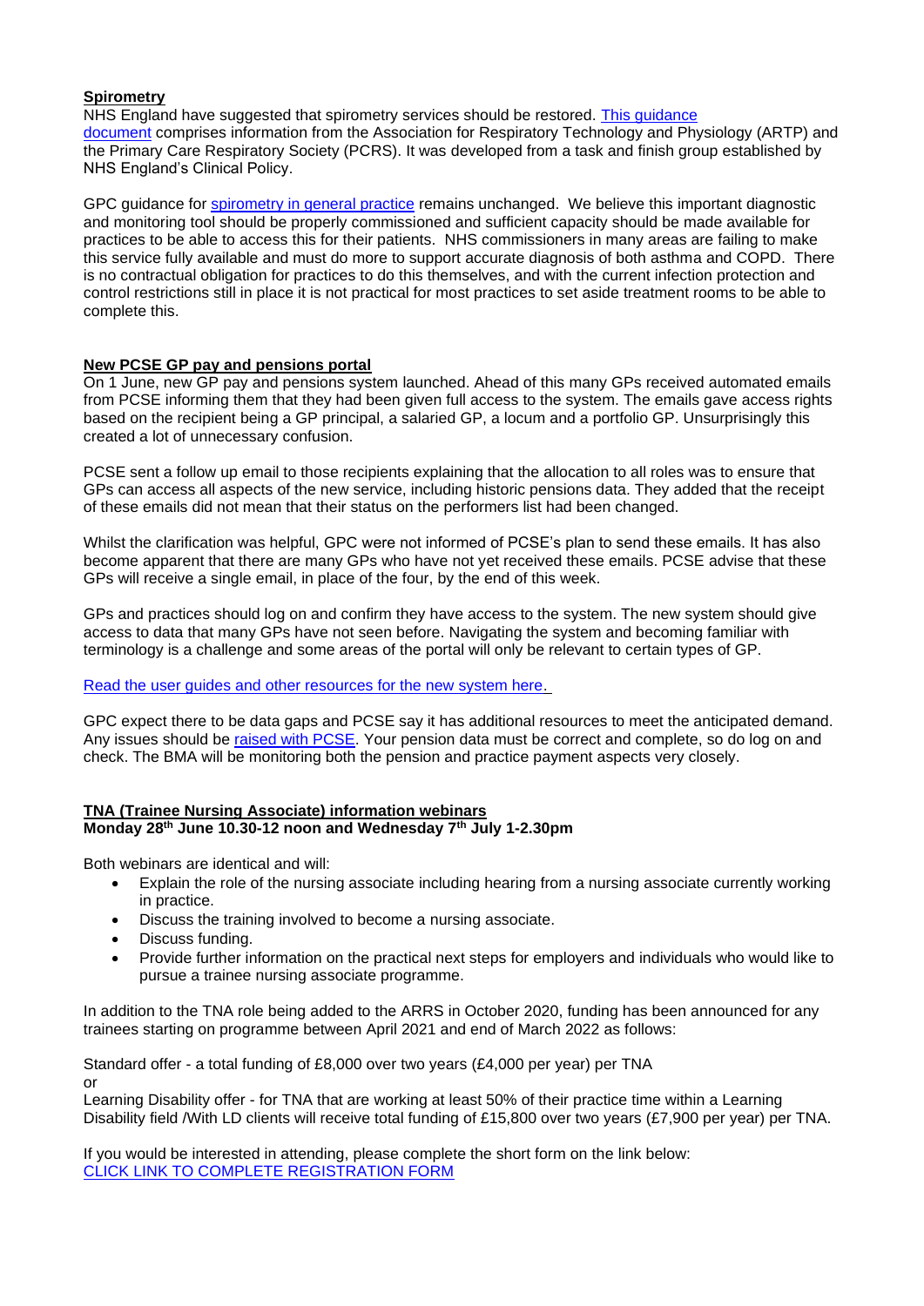**Spirometry**

NHS England have suggested that spirometry services should be restored. [This guidance document]() comprises information from the Association for Respiratory Technology and Physiology (ARTP) and the Primary Care Respiratory Society (PCRS). It was developed from a task and finish group established by NHS England's Clinical Policy.

GPC guidance for [spirometry in general practice]() remains unchanged. We believe this important diagnostic and monitoring tool should be properly commissioned and sufficient capacity should be made available for practices to be able to access this for their patients. NHS commissioners in many areas are failing to make this service fully available and must do more to support accurate diagnosis of both asthma and COPD. There is no contractual obligation for practices to do this themselves, and with the current infection protection and control restrictions still in place it is not practical for most practices to set aside treatment rooms to be able to complete this.

**New PCSE GP pay and pensions portal**

On 1 June, new GP pay and pensions system launched. Ahead of this many GPs received automated emails from PCSE informing them that they had been given full access to the system. The emails gave access rights based on the recipient being a GP principal, a salaried GP, a locum and a portfolio GP. Unsurprisingly this created a lot of unnecessary confusion.

PCSE sent a follow up email to those recipients explaining that the allocation to all roles was to ensure that GPs can access all aspects of the new service, including historic pensions data. They added that the receipt of these emails did not mean that their status on the performers list had been changed.

Whilst the clarification was helpful, GPC were not informed of PCSE's plan to send these emails. It has also become apparent that there are many GPs who have not yet received these emails. PCSE advise that these GPs will receive a single email, in place of the four, by the end of this week.

GPs and practices should log on and confirm they have access to the system. The new system should give access to data that many GPs have not seen before. Navigating the system and becoming familiar with terminology is a challenge and some areas of the portal will only be relevant to certain types of GP.

[Read the user guides and other resources for the new system here.]()

GPC expect there to be data gaps and PCSE say it has additional resources to meet the anticipated demand. Any issues should be [raised with PCSE](). Your pension data must be correct and complete, so do log on and check. The BMA will be monitoring both the pension and practice payment aspects very closely.

**TNA (Trainee Nursing Associate) information webinars**
**Monday 28th June 10.30-12 noon and Wednesday 7th July 1-2.30pm**

Both webinars are identical and will:

- Explain the role of the nursing associate including hearing from a nursing associate currently working in practice.
- Discuss the training involved to become a nursing associate.
- Discuss funding.
- Provide further information on the practical next steps for employers and individuals who would like to pursue a trainee nursing associate programme.

In addition to the TNA role being added to the ARRS in October 2020, funding has been announced for any trainees starting on programme between April 2021 and end of March 2022 as follows:

Standard offer - a total funding of £8,000 over two years (£4,000 per year) per TNA
or
Learning Disability offer - for TNA that are working at least 50% of their practice time within a Learning Disability field /With LD clients will receive total funding of £15,800 over two years (£7,900 per year) per TNA.

If you would be interested in attending, please complete the short form on the link below:
[CLICK LINK TO COMPLETE REGISTRATION FORM]()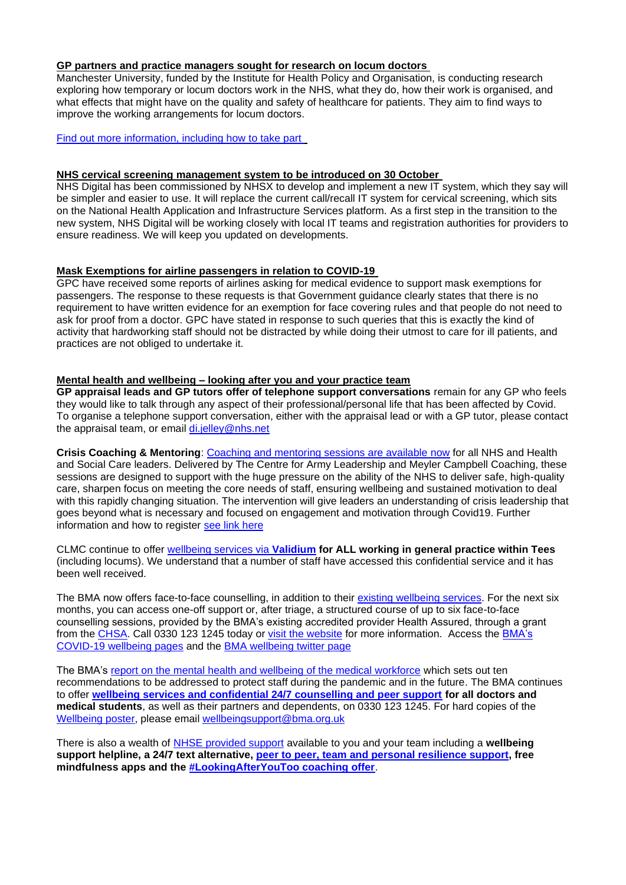**GP partners and practice managers sought for research on locum doctors**

Manchester University, funded by the Institute for Health Policy and Organisation, is conducting research exploring how temporary or locum doctors work in the NHS, what they do, how their work is organised, and what effects that might have on the quality and safety of healthcare for patients. They aim to find ways to improve the working arrangements for locum doctors.

Find out more information, including how to take part

**NHS cervical screening management system to be introduced on 30 October**

NHS Digital has been commissioned by NHSX to develop and implement a new IT system, which they say will be simpler and easier to use. It will replace the current call/recall IT system for cervical screening, which sits on the National Health Application and Infrastructure Services platform. As a first step in the transition to the new system, NHS Digital will be working closely with local IT teams and registration authorities for providers to ensure readiness. We will keep you updated on developments.

**Mask Exemptions for airline passengers in relation to COVID-19**

GPC have received some reports of airlines asking for medical evidence to support mask exemptions for passengers. The response to these requests is that Government guidance clearly states that there is no requirement to have written evidence for an exemption for face covering rules and that people do not need to ask for proof from a doctor. GPC have stated in response to such queries that this is exactly the kind of activity that hardworking staff should not be distracted by while doing their utmost to care for ill patients, and practices are not obliged to undertake it.

**Mental health and wellbeing – looking after you and your practice team**

**GP appraisal leads and GP tutors offer of telephone support conversations** remain for any GP who feels they would like to talk through any aspect of their professional/personal life that has been affected by Covid. To organise a telephone support conversation, either with the appraisal lead or with a GP tutor, please contact the appraisal team, or email di.jelley@nhs.net

**Crisis Coaching & Mentoring**: Coaching and mentoring sessions are available now for all NHS and Health and Social Care leaders. Delivered by The Centre for Army Leadership and Meyler Campbell Coaching, these sessions are designed to support with the huge pressure on the ability of the NHS to deliver safe, high-quality care, sharpen focus on meeting the core needs of staff, ensuring wellbeing and sustained motivation to deal with this rapidly changing situation. The intervention will give leaders an understanding of crisis leadership that goes beyond what is necessary and focused on engagement and motivation through Covid19. Further information and how to register see link here

CLMC continue to offer wellbeing services via **Validium** **for ALL working in general practice within Tees** (including locums). We understand that a number of staff have accessed this confidential service and it has been well received.

The BMA now offers face-to-face counselling, in addition to their existing wellbeing services. For the next six months, you can access one-off support or, after triage, a structured course of up to six face-to-face counselling sessions, provided by the BMA's existing accredited provider Health Assured, through a grant from the CHSA. Call 0330 123 1245 today or visit the website for more information. Access the BMA's COVID-19 wellbeing pages and the BMA wellbeing twitter page

The BMA's report on the mental health and wellbeing of the medical workforce which sets out ten recommendations to be addressed to protect staff during the pandemic and in the future. The BMA continues to offer **wellbeing services and confidential 24/7 counselling and peer support for all doctors and medical students**, as well as their partners and dependents, on 0330 123 1245. For hard copies of the Wellbeing poster, please email wellbeingsupport@bma.org.uk

There is also a wealth of NHSE provided support available to you and your team including a **wellbeing support helpline, a 24/7 text alternative, peer to peer, team and personal resilience support, free mindfulness apps and the #LookingAfterYouToo coaching offer**.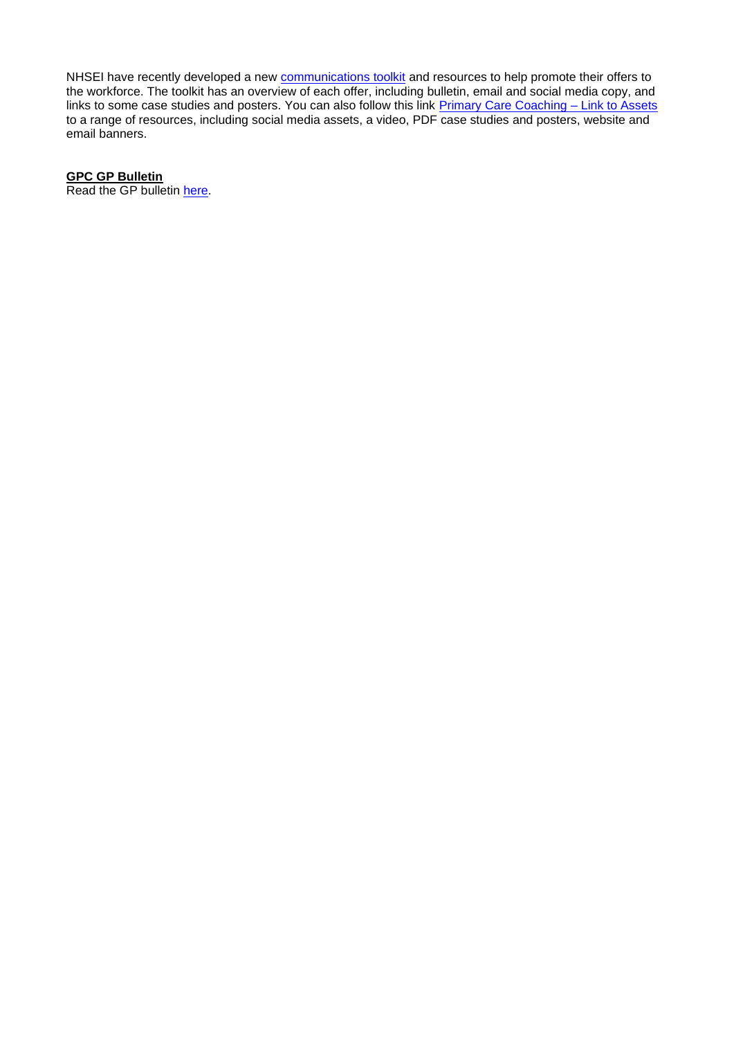NHSEI have recently developed a new communications toolkit and resources to help promote their offers to the workforce. The toolkit has an overview of each offer, including bulletin, email and social media copy, and links to some case studies and posters. You can also follow this link Primary Care Coaching – Link to Assets to a range of resources, including social media assets, a video, PDF case studies and posters, website and email banners.

**GPC GP Bulletin**

Read the GP bulletin here.